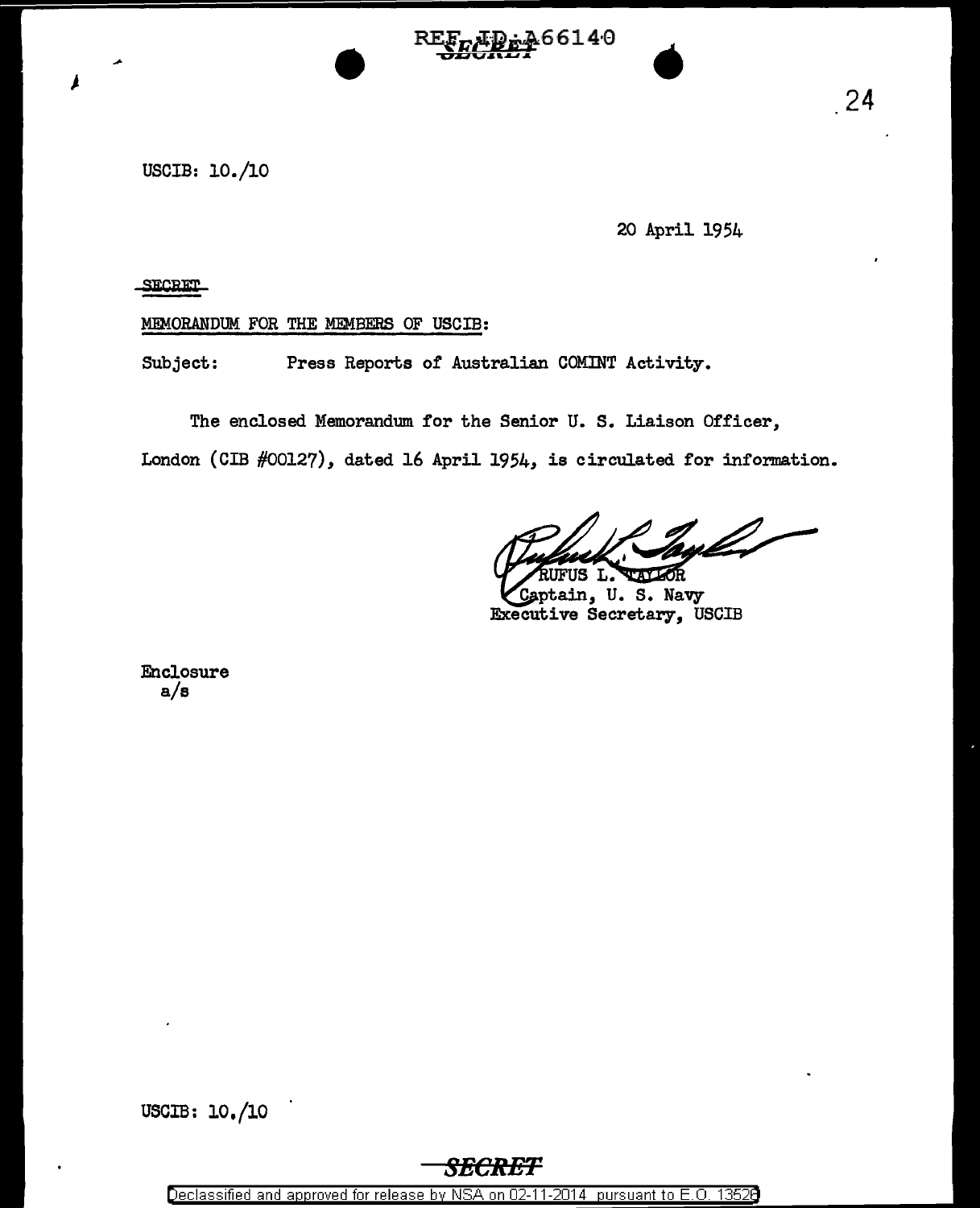USCIB: 10./10

20 April 1954

SECRET

MEMORANDUM FOR THE MEMBERS OF USCIB:

Subject: Press Reports of Australian COMINT Activity.

The enclosed Memorandum for the Senior U. S. Liaison Officer, London (CIB #00127), dated 16 April 1954, is circulated for information.

RUFUS L. TAYLOR
Captain, U. S. Navy
Executive Secretary, USCIB

Enclosure
a/s

USCIB: 10./10

SECRET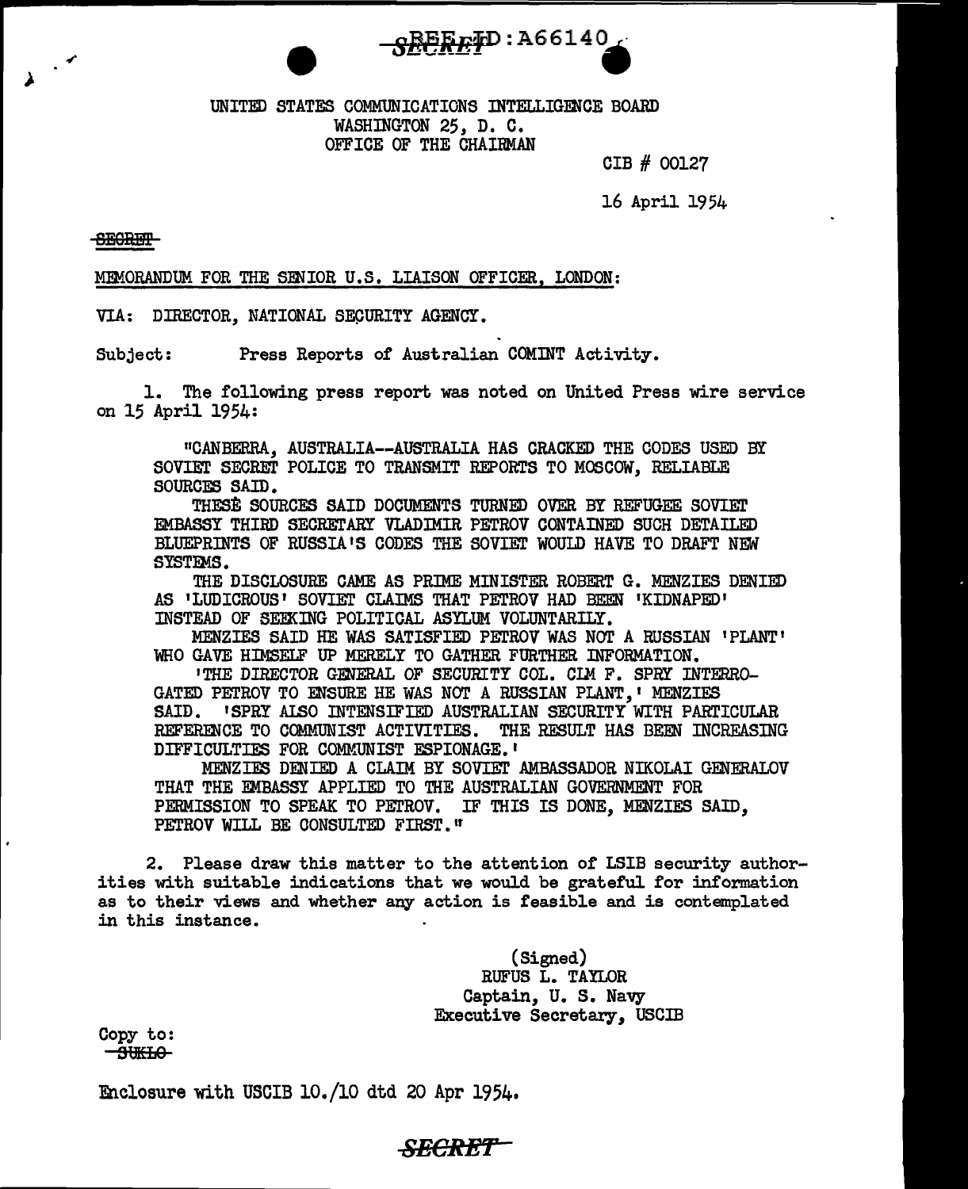REF ID:A66140

SECRET

UNITED STATES COMMUNICATIONS INTELLIGENCE BOARD
WASHINGTON 25, D. C.
OFFICE OF THE CHAIRMAN

CIB # 00127

16 April 1954

~~SECRET~~

MEMORANDUM FOR THE SENIOR U.S. LIAISON OFFICER, LONDON:

VIA: DIRECTOR, NATIONAL SECURITY AGENCY.

Subject: Press Reports of Australian COMINT Activity.

1. The following press report was noted on United Press wire service on 15 April 1954:

> "CANBERRA, AUSTRALIA--AUSTRALIA HAS CRACKED THE CODES USED BY SOVIET SECRET POLICE TO TRANSMIT REPORTS TO MOSCOW, RELIABLE SOURCES SAID.
>
> THESE SOURCES SAID DOCUMENTS TURNED OVER BY REFUGEE SOVIET EMBASSY THIRD SECRETARY VLADIMIR PETROV CONTAINED SUCH DETAILED BLUEPRINTS OF RUSSIA'S CODES THE SOVIET WOULD HAVE TO DRAFT NEW SYSTEMS.
>
> THE DISCLOSURE CAME AS PRIME MINISTER ROBERT G. MENZIES DENIED AS 'LUDICROUS' SOVIET CLAIMS THAT PETROV HAD BEEN 'KIDNAPED' INSTEAD OF SEEKING POLITICAL ASYLUM VOLUNTARILY.
>
> MENZIES SAID HE WAS SATISFIED PETROV WAS NOT A RUSSIAN 'PLANT' WHO GAVE HIMSELF UP MERELY TO GATHER FURTHER INFORMATION.
>
> 'THE DIRECTOR GENERAL OF SECURITY COL. CIM F. SPRY INTERROGATED PETROV TO ENSURE HE WAS NOT A RUSSIAN PLANT,' MENZIES SAID. 'SPRY ALSO INTENSIFIED AUSTRALIAN SECURITY WITH PARTICULAR REFERENCE TO COMMUNIST ACTIVITIES. THE RESULT HAS BEEN INCREASING DIFFICULTIES FOR COMMUNIST ESPIONAGE.'
>
> MENZIES DENIED A CLAIM BY SOVIET AMBASSADOR NIKOLAI GENERALOV THAT THE EMBASSY APPLIED TO THE AUSTRALIAN GOVERNMENT FOR PERMISSION TO SPEAK TO PETROV. IF THIS IS DONE, MENZIES SAID, PETROV WILL BE CONSULTED FIRST."

2. Please draw this matter to the attention of LSIB security authorities with suitable indications that we would be grateful for information as to their views and whether any action is feasible and is contemplated in this instance.

(Signed)
RUFUS L. TAYLOR
Captain, U. S. Navy
Executive Secretary, USCIB

Copy to:
~~SUKLO~~

Enclosure with USCIB 10./10 dtd 20 Apr 1954.

~~SECRET~~